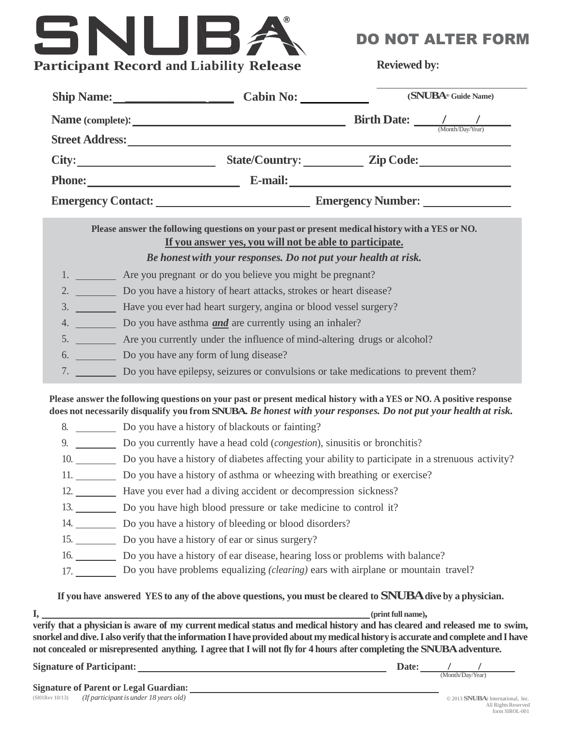# SNUBA®

## Participant Record and Liability Release

**DO NOT ALTER FORM**

**Reviewed by:** ______________________
**(SNUBA® Guide Name)**

**Ship Name:** ____________________ **Cabin No:** ____________

**Name (complete):** ________________________________ **Birth Date:** ____/____/____ (Month/Day/Year)

**Street Address:** ________________________________________________

**City:** ____________________ **State/Country:** ____________ **Zip Code:** ____________

**Phone:** ____________________ **E-mail:** ________________________________

**Emergency Contact:** ____________________ **Emergency Number:** ____________

**Please answer the following questions on your past or present medical history with a YES or NO.**
**<u>If you answer yes, you will not be able to participate.</u>**
***Be honest with your responses. Do not put your health at risk.***

1. ________ Are you pregnant or do you believe you might be pregnant?
2. ________ Do you have a history of heart attacks, strokes or heart disease?
3. ________ Have you ever had heart surgery, angina or blood vessel surgery?
4. ________ Do you have asthma ***and*** are currently using an inhaler?
5. ________ Are you currently under the influence of mind-altering drugs or alcohol?
6. ________ Do you have any form of lung disease?
7. ________ Do you have epilepsy, seizures or convulsions or take medications to prevent them?

**Please answer the following questions on your past or present medical history with a YES or NO. A positive response does not necessarily disqualify you from SNUBA.** ***Be honest with your responses. Do not put your health at risk.***

8. ________ Do you have a history of blackouts or fainting?
9. ________ Do you currently have a head cold (*congestion*), sinusitis or bronchitis?
10. ________ Do you have a history of diabetes affecting your ability to participate in a strenuous activity?
11. ________ Do you have a history of asthma or wheezing with breathing or exercise?
12. ________ Have you ever had a diving accident or decompression sickness?
13. ________ Do you have high blood pressure or take medicine to control it?
14. ________ Do you have a history of bleeding or blood disorders?
15. ________ Do you have a history of ear or sinus surgery?
16. ________ Do you have a history of ear disease, hearing loss or problems with balance?
17. ________ Do you have problems equalizing *(clearing)* ears with airplane or mountain travel?

**If you have answered YES to any of the above questions, you must be cleared to SNUBA dive by a physician.**

**I,** ________________________________________ **(print full name), verify that a physician is aware of my current medical status and medical history and has cleared and released me to swim, snorkel and dive. I also verify that the information I have provided about my medical history is accurate and complete and I have not concealed or misrepresented anything. I agree that I will not fly for 4 hours after completing the SNUBA adventure.**

**Signature of Participant:** ________________________________ **Date:** ____/____/____ (Month/Day/Year)

**Signature of Parent or Legal Guardian:** ________________________________
*(If participant is under 18 years old)*

(SI01Rev 10/13)

© 2013 SNUBA International, Inc. All Rights Reserved form SIROL-001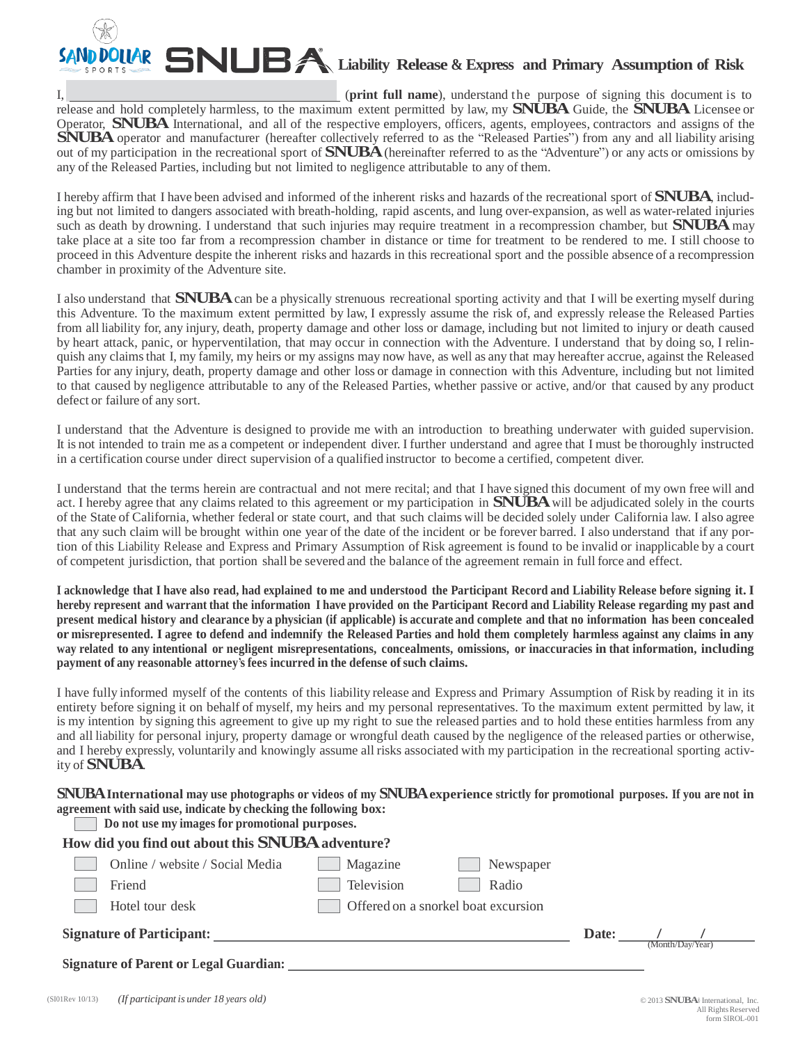# SAND DOLLAR SPORTS SNUBA® Liability Release & Express and Primary Assumption of Risk

I, ________________________________ (**print full name**), understand the purpose of signing this document is to release and hold completely harmless, to the maximum extent permitted by law, my **SNUBA** Guide, the **SNUBA** Licensee or Operator, **SNUBA** International, and all of the respective employers, officers, agents, employees, contractors and assigns of the **SNUBA** operator and manufacturer (hereafter collectively referred to as the "Released Parties") from any and all liability arising out of my participation in the recreational sport of **SNUBA** (hereinafter referred to as the "Adventure") or any acts or omissions by any of the Released Parties, including but not limited to negligence attributable to any of them.

I hereby affirm that I have been advised and informed of the inherent risks and hazards of the recreational sport of **SNUBA**, including but not limited to dangers associated with breath-holding, rapid ascents, and lung over-expansion, as well as water-related injuries such as death by drowning. I understand that such injuries may require treatment in a recompression chamber, but **SNUBA** may take place at a site too far from a recompression chamber in distance or time for treatment to be rendered to me. I still choose to proceed in this Adventure despite the inherent risks and hazards in this recreational sport and the possible absence of a recompression chamber in proximity of the Adventure site.

I also understand that **SNUBA** can be a physically strenuous recreational sporting activity and that I will be exerting myself during this Adventure. To the maximum extent permitted by law, I expressly assume the risk of, and expressly release the Released Parties from all liability for, any injury, death, property damage and other loss or damage, including but not limited to injury or death caused by heart attack, panic, or hyperventilation, that may occur in connection with the Adventure. I understand that by doing so, I relinquish any claims that I, my family, my heirs or my assigns may now have, as well as any that may hereafter accrue, against the Released Parties for any injury, death, property damage and other loss or damage in connection with this Adventure, including but not limited to that caused by negligence attributable to any of the Released Parties, whether passive or active, and/or that caused by any product defect or failure of any sort.

I understand that the Adventure is designed to provide me with an introduction to breathing underwater with guided supervision. It is not intended to train me as a competent or independent diver. I further understand and agree that I must be thoroughly instructed in a certification course under direct supervision of a qualified instructor to become a certified, competent diver.

I understand that the terms herein are contractual and not mere recital; and that I have signed this document of my own free will and act. I hereby agree that any claims related to this agreement or my participation in **SNUBA** will be adjudicated solely in the courts of the State of California, whether federal or state court, and that such claims will be decided solely under California law. I also agree that any such claim will be brought within one year of the date of the incident or be forever barred. I also understand that if any portion of this Liability Release and Express and Primary Assumption of Risk agreement is found to be invalid or inapplicable by a court of competent jurisdiction, that portion shall be severed and the balance of the agreement remain in full force and effect.

**I acknowledge that I have also read, had explained to me and understood the Participant Record and Liability Release before signing it. I hereby represent and warrant that the information I have provided on the Participant Record and Liability Release regarding my past and present medical history and clearance by a physician (if applicable) is accurate and complete and that no information has been concealed or misrepresented. I agree to defend and indemnify the Released Parties and hold them completely harmless against any claims in any way related to any intentional or negligent misrepresentations, concealments, omissions, or inaccuracies in that information, including payment of any reasonable attorney's fees incurred in the defense of such claims.**

I have fully informed myself of the contents of this liability release and Express and Primary Assumption of Risk by reading it in its entirety before signing it on behalf of myself, my heirs and my personal representatives. To the maximum extent permitted by law, it is my intention by signing this agreement to give up my right to sue the released parties and to hold these entities harmless from any and all liability for personal injury, property damage or wrongful death caused by the negligence of the released parties or otherwise, and I hereby expressly, voluntarily and knowingly assume all risks associated with my participation in the recreational sporting activity of **SNUBA**.

**SNUBA International may use photographs or videos of my SNUBA experience strictly for promotional purposes. If you are not in agreement with said use, indicate by checking the following box:**

- [ ] **Do not use my images for promotional purposes.**

**How did you find out about this SNUBA adventure?**

- [ ] Online / website / Social Media
- [ ] Magazine
- [ ] Newspaper
- [ ] Friend
- [ ] Television
- [ ] Radio
- [ ] Hotel tour desk
- [ ] Offered on a snorkel boat excursion

**Signature of Participant:** ________________________________ **Date:** ____ / ____ / ____ (Month/Day/Year)

**Signature of Parent or Legal Guardian:** ________________________________

*(If participant is under 18 years old)*

(SI01Rev 10/13)

© 2013 SNUBA International, Inc. All Rights Reserved form SIROL-001